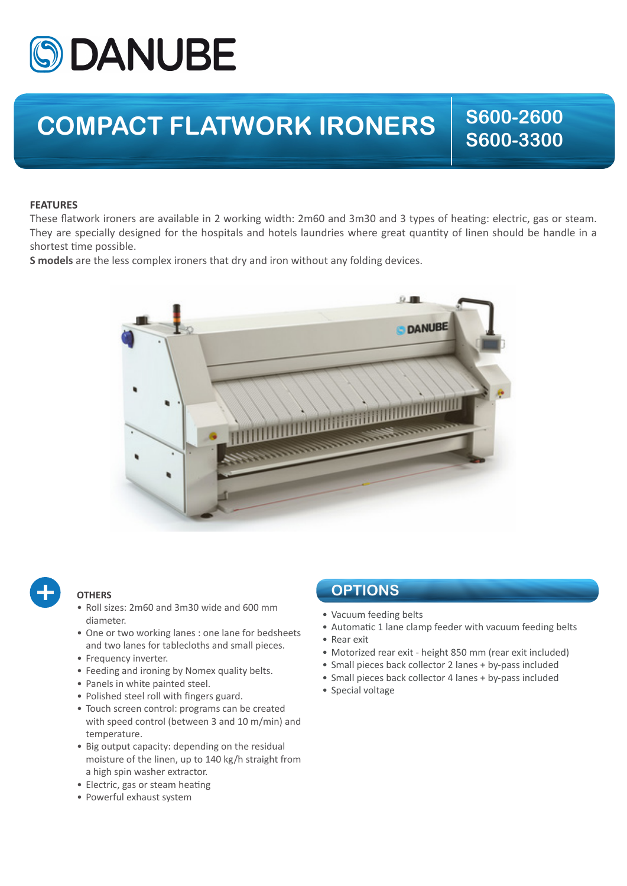# DANUBE

## COMPACT FLATWORK IRONERS

## S600-2600
## S600-3300

**FEATURES**

These flatwork ironers are available in 2 working width: 2m60 and 3m30 and 3 types of heating: electric, gas or steam. They are specially designed for the hospitals and hotels laundries where great quantity of linen should be handle in a shortest time possible.

**S models** are the less complex ironers that dry and iron without any folding devices.

**OTHERS**

- Roll sizes: 2m60 and 3m30 wide and 600 mm diameter.
- One or two working lanes : one lane for bedsheets and two lanes for tablecloths and small pieces.
- Frequency inverter.
- Feeding and ironing by Nomex quality belts.
- Panels in white painted steel.
- Polished steel roll with fingers guard.
- Touch screen control: programs can be created with speed control (between 3 and 10 m/min) and temperature.
- Big output capacity: depending on the residual moisture of the linen, up to 140 kg/h straight from a high spin washer extractor.
- Electric, gas or steam heating
- Powerful exhaust system

## OPTIONS

- Vacuum feeding belts
- Automatic 1 lane clamp feeder with vacuum feeding belts
- Rear exit
- Motorized rear exit - height 850 mm (rear exit included)
- Small pieces back collector 2 lanes + by-pass included
- Small pieces back collector 4 lanes + by-pass included
- Special voltage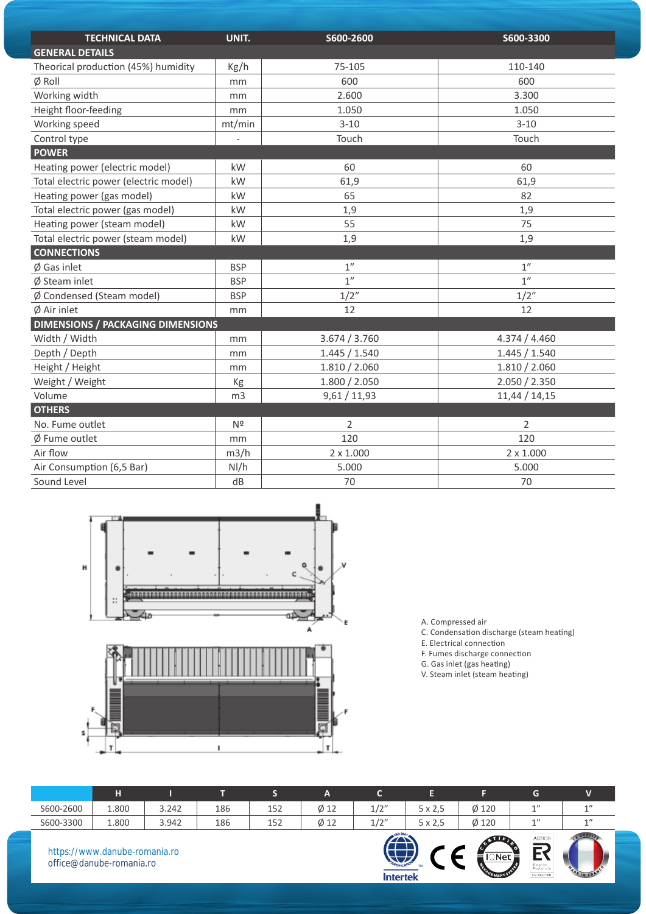| TECHNICAL DATA | UNIT. | S600-2600 | S600-3300 |
|---|---|---|---|
| **GENERAL DETAILS** | | | |
| Theorical production (45%) humidity | Kg/h | 75-105 | 110-140 |
| Ø Roll | mm | 600 | 600 |
| Working width | mm | 2.600 | 3.300 |
| Height floor-feeding | mm | 1.050 | 1.050 |
| Working speed | mt/min | 3-10 | 3-10 |
| Control type | - | Touch | Touch |
| **POWER** | | | |
| Heating power (electric model) | kW | 60 | 60 |
| Total electric power (electric model) | kW | 61,9 | 61,9 |
| Heating power (gas model) | kW | 65 | 82 |
| Total electric power (gas model) | kW | 1,9 | 1,9 |
| Heating power (steam model) | kW | 55 | 75 |
| Total electric power (steam model) | kW | 1,9 | 1,9 |
| **CONNECTIONS** | | | |
| Ø Gas inlet | BSP | 1” | 1” |
| Ø Steam inlet | BSP | 1” | 1” |
| Ø Condensed (Steam model) | BSP | 1/2” | 1/2” |
| Ø Air inlet | mm | 12 | 12 |
| **DIMENSIONS / PACKAGING DIMENSIONS** | | | |
| Width / Width | mm | 3.674 / 3.760 | 4.374 / 4.460 |
| Depth / Depth | mm | 1.445 / 1.540 | 1.445 / 1.540 |
| Height / Height | mm | 1.810 / 2.060 | 1.810 / 2.060 |
| Weight / Weight | Kg | 1.800 / 2.050 | 2.050 / 2.350 |
| Volume | m3 | 9,61 / 11,93 | 11,44 / 14,15 |
| **OTHERS** | | | |
| No. Fume outlet | Nº | 2 | 2 |
| Ø Fume outlet | mm | 120 | 120 |
| Air flow | m3/h | 2 x 1.000 | 2 x 1.000 |
| Air Consumption (6,5 Bar) | Nl/h | 5.000 | 5.000 |
| Sound Level | dB | 70 | 70 |

A. Compressed air
C. Condensation discharge (steam heating)
E. Electrical connection
F. Fumes discharge connection
G. Gas inlet (gas heating)
V. Steam inlet (steam heating)

| | H | I | T | S | A | C | E | F | G | V |
|---|---|---|---|---|---|---|---|---|---|---|
| S600-2600 | 1.800 | 3.242 | 186 | 152 | Ø 12 | 1/2” | 5 x 2,5 | Ø 120 | 1” | 1” |
| S600-3300 | 1.800 | 3.942 | 186 | 152 | Ø 12 | 1/2” | 5 x 2,5 | Ø 120 | 1” | 1” |

https://www.danube-romania.ro
office@danube-romania.ro